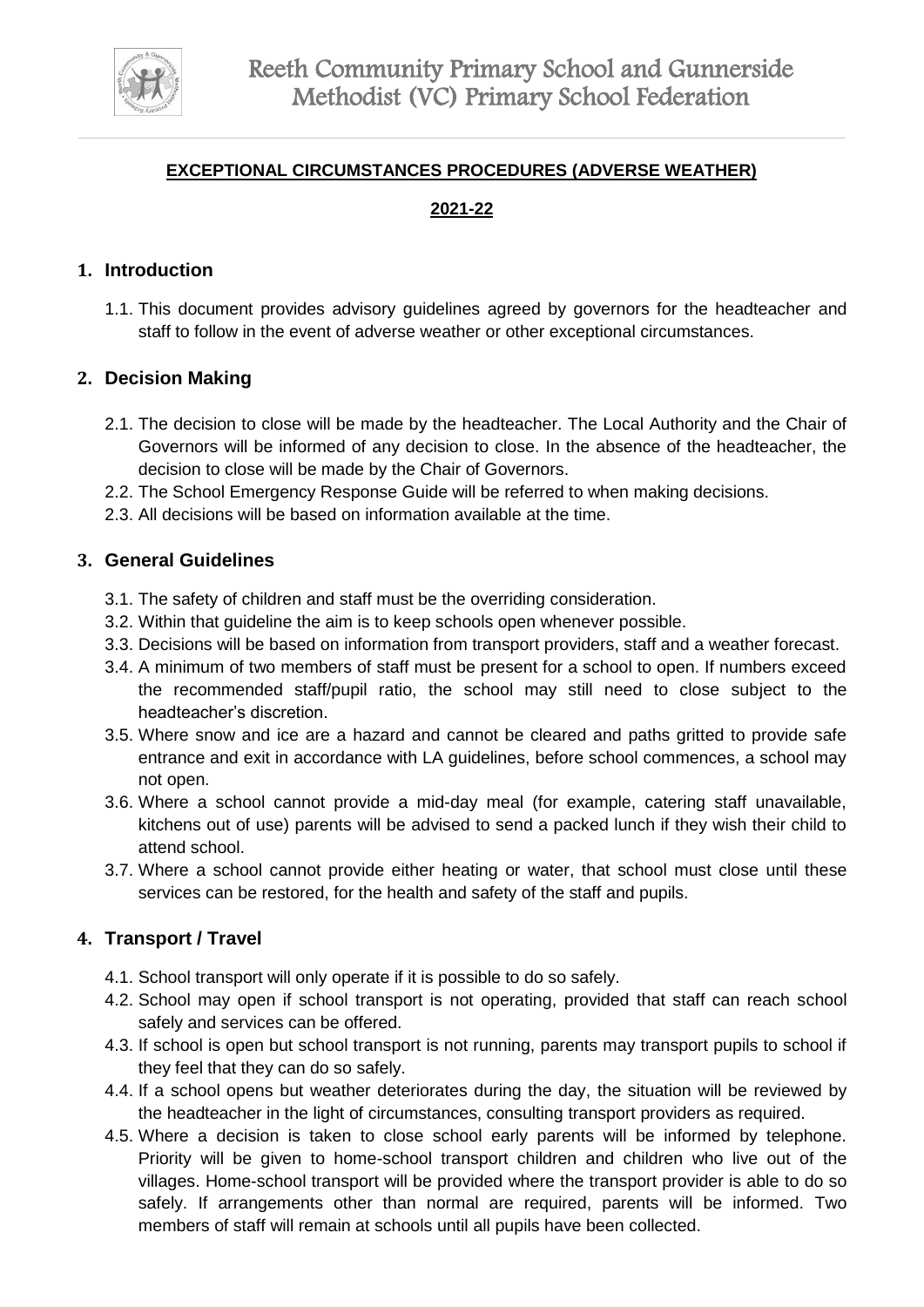# Reeth Community Primary School and Gunnerside Methodist (VC) Primary School Federation

## EXCEPTIONAL CIRCUMSTANCES PROCEDURES (ADVERSE WEATHER)

## 2021-22

### 1. Introduction

1.1. This document provides advisory guidelines agreed by governors for the headteacher and staff to follow in the event of adverse weather or other exceptional circumstances.

### 2. Decision Making

2.1. The decision to close will be made by the headteacher. The Local Authority and the Chair of Governors will be informed of any decision to close. In the absence of the headteacher, the decision to close will be made by the Chair of Governors.

2.2. The School Emergency Response Guide will be referred to when making decisions.

2.3. All decisions will be based on information available at the time.

### 3. General Guidelines

3.1. The safety of children and staff must be the overriding consideration.

3.2. Within that guideline the aim is to keep schools open whenever possible.

3.3. Decisions will be based on information from transport providers, staff and a weather forecast.

3.4. A minimum of two members of staff must be present for a school to open. If numbers exceed the recommended staff/pupil ratio, the school may still need to close subject to the headteacher's discretion.

3.5. Where snow and ice are a hazard and cannot be cleared and paths gritted to provide safe entrance and exit in accordance with LA guidelines, before school commences, a school may not open.

3.6. Where a school cannot provide a mid-day meal (for example, catering staff unavailable, kitchens out of use) parents will be advised to send a packed lunch if they wish their child to attend school.

3.7. Where a school cannot provide either heating or water, that school must close until these services can be restored, for the health and safety of the staff and pupils.

### 4. Transport / Travel

4.1. School transport will only operate if it is possible to do so safely.

4.2. School may open if school transport is not operating, provided that staff can reach school safely and services can be offered.

4.3. If school is open but school transport is not running, parents may transport pupils to school if they feel that they can do so safely.

4.4. If a school opens but weather deteriorates during the day, the situation will be reviewed by the headteacher in the light of circumstances, consulting transport providers as required.

4.5. Where a decision is taken to close school early parents will be informed by telephone. Priority will be given to home-school transport children and children who live out of the villages. Home-school transport will be provided where the transport provider is able to do so safely. If arrangements other than normal are required, parents will be informed. Two members of staff will remain at schools until all pupils have been collected.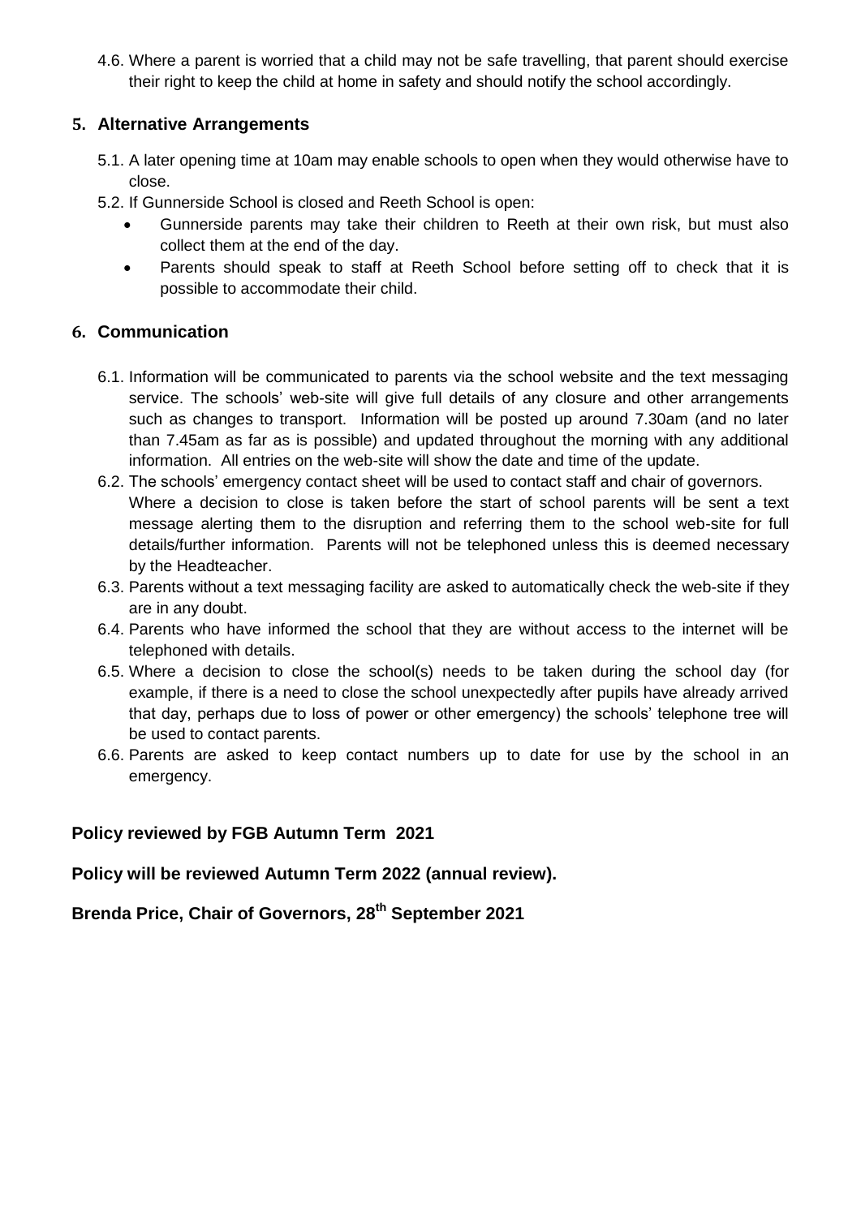4.6. Where a parent is worried that a child may not be safe travelling, that parent should exercise their right to keep the child at home in safety and should notify the school accordingly.

## 5. Alternative Arrangements

5.1. A later opening time at 10am may enable schools to open when they would otherwise have to close.

5.2. If Gunnerside School is closed and Reeth School is open:

- Gunnerside parents may take their children to Reeth at their own risk, but must also collect them at the end of the day.
- Parents should speak to staff at Reeth School before setting off to check that it is possible to accommodate their child.

## 6. Communication

6.1. Information will be communicated to parents via the school website and the text messaging service. The schools' web-site will give full details of any closure and other arrangements such as changes to transport. Information will be posted up around 7.30am (and no later than 7.45am as far as is possible) and updated throughout the morning with any additional information. All entries on the web-site will show the date and time of the update.

6.2. The schools' emergency contact sheet will be used to contact staff and chair of governors. Where a decision to close is taken before the start of school parents will be sent a text message alerting them to the disruption and referring them to the school web-site for full details/further information. Parents will not be telephoned unless this is deemed necessary by the Headteacher.

6.3. Parents without a text messaging facility are asked to automatically check the web-site if they are in any doubt.

6.4. Parents who have informed the school that they are without access to the internet will be telephoned with details.

6.5. Where a decision to close the school(s) needs to be taken during the school day (for example, if there is a need to close the school unexpectedly after pupils have already arrived that day, perhaps due to loss of power or other emergency) the schools' telephone tree will be used to contact parents.

6.6. Parents are asked to keep contact numbers up to date for use by the school in an emergency.

**Policy reviewed by FGB Autumn Term 2021**

**Policy will be reviewed Autumn Term 2022 (annual review).**

**Brenda Price, Chair of Governors, 28th September 2021**